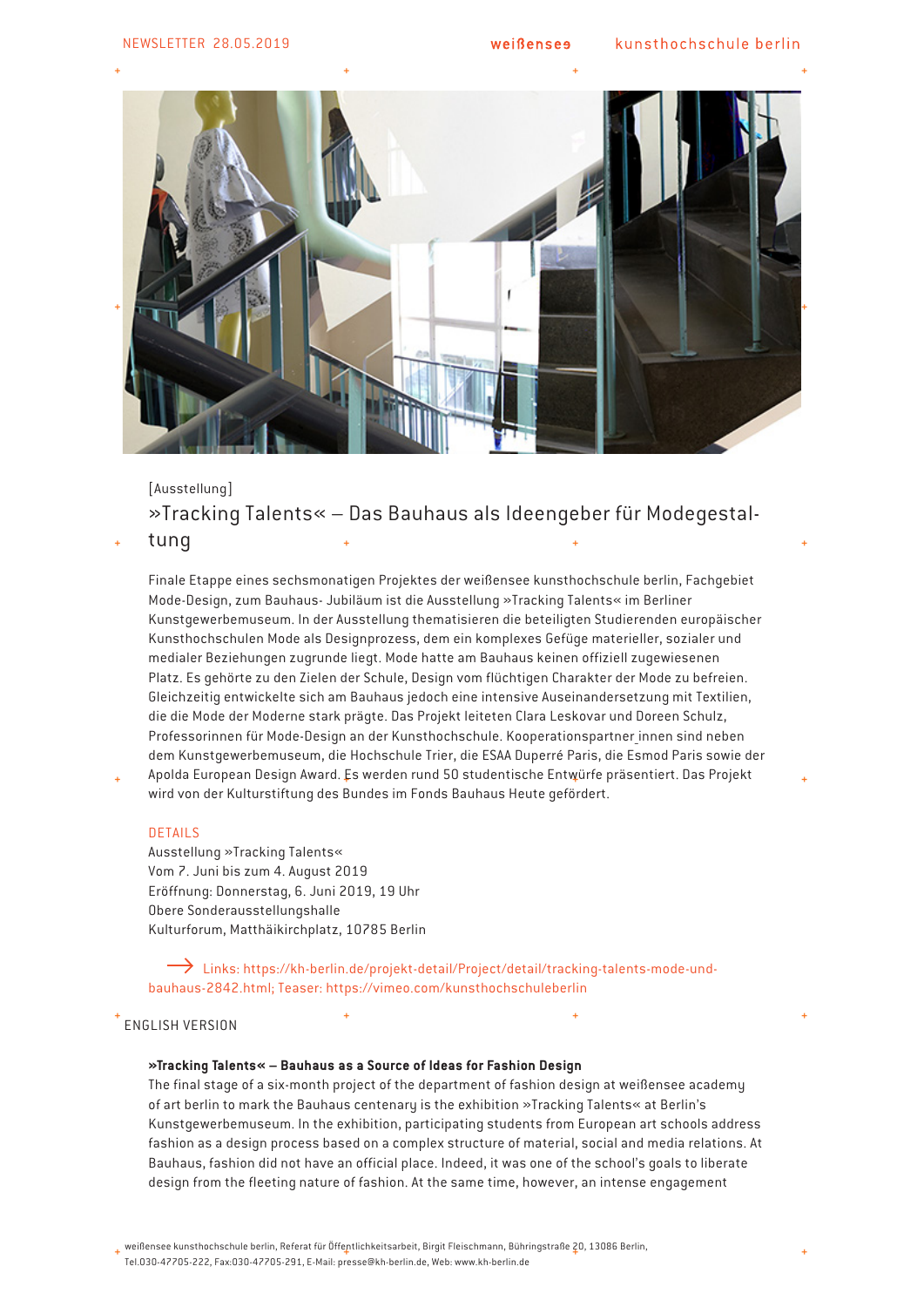NEWSLETTER 28.05.2019 weißensee kunsthochschule berlin

[Ausstellung]

## »Tracking Talents« – Das Bauhaus als Ideengeber für Modegestaltung

Finale Etappe eines sechsmonatigen Projektes der weißensee kunsthochschule berlin, Fachgebiet Mode-Design, zum Bauhaus- Jubiläum ist die Ausstellung »Tracking Talents« im Berliner Kunstgewerbemuseum. In der Ausstellung thematisieren die beteiligten Studierenden europäischer Kunsthochschulen Mode als Designprozess, dem ein komplexes Gefüge materieller, sozialer und medialer Beziehungen zugrunde liegt. Mode hatte am Bauhaus keinen offiziell zugewiesenen Platz. Es gehörte zu den Zielen der Schule, Design vom flüchtigen Charakter der Mode zu befreien. Gleichzeitig entwickelte sich am Bauhaus jedoch eine intensive Auseinandersetzung mit Textilien, die die Mode der Moderne stark prägte. Das Projekt leiteten Clara Leskovar und Doreen Schulz, Professorinnen für Mode-Design an der Kunsthochschule. Kooperationspartner_innen sind neben dem Kunstgewerbemuseum, die Hochschule Trier, die ESAA Duperré Paris, die Esmod Paris sowie der Apolda European Design Award. Es werden rund 50 studentische Entwürfe präsentiert. Das Projekt wird von der Kulturstiftung des Bundes im Fonds Bauhaus Heute gefördert.

DETAILS
Ausstellung »Tracking Talents«
Vom 7. Juni bis zum 4. August 2019
Eröffnung: Donnerstag, 6. Juni 2019, 19 Uhr
Obere Sonderausstellungshalle
Kulturforum, Matthäikirchplatz, 10785 Berlin

→ Links: https://kh-berlin.de/projekt-detail/Project/detail/tracking-talents-mode-und-bauhaus-2842.html; Teaser: https://vimeo.com/kunsthochschuleberlin

ENGLISH VERSION

**»Tracking Talents« – Bauhaus as a Source of Ideas for Fashion Design**
The final stage of a six-month project of the department of fashion design at weißensee academy of art berlin to mark the Bauhaus centenary is the exhibition »Tracking Talents« at Berlin's Kunstgewerbemuseum. In the exhibition, participating students from European art schools address fashion as a design process based on a complex structure of material, social and media relations. At Bauhaus, fashion did not have an official place. Indeed, it was one of the school's goals to liberate design from the fleeting nature of fashion. At the same time, however, an intense engagement

weißensee kunsthochschule berlin, Referat für Öffentlichkeitsarbeit, Birgit Fleischmann, Bühringstraße 20, 13086 Berlin, Tel.030-47705-222, Fax:030-47705-291, E-Mail: presse@kh-berlin.de, Web: www.kh-berlin.de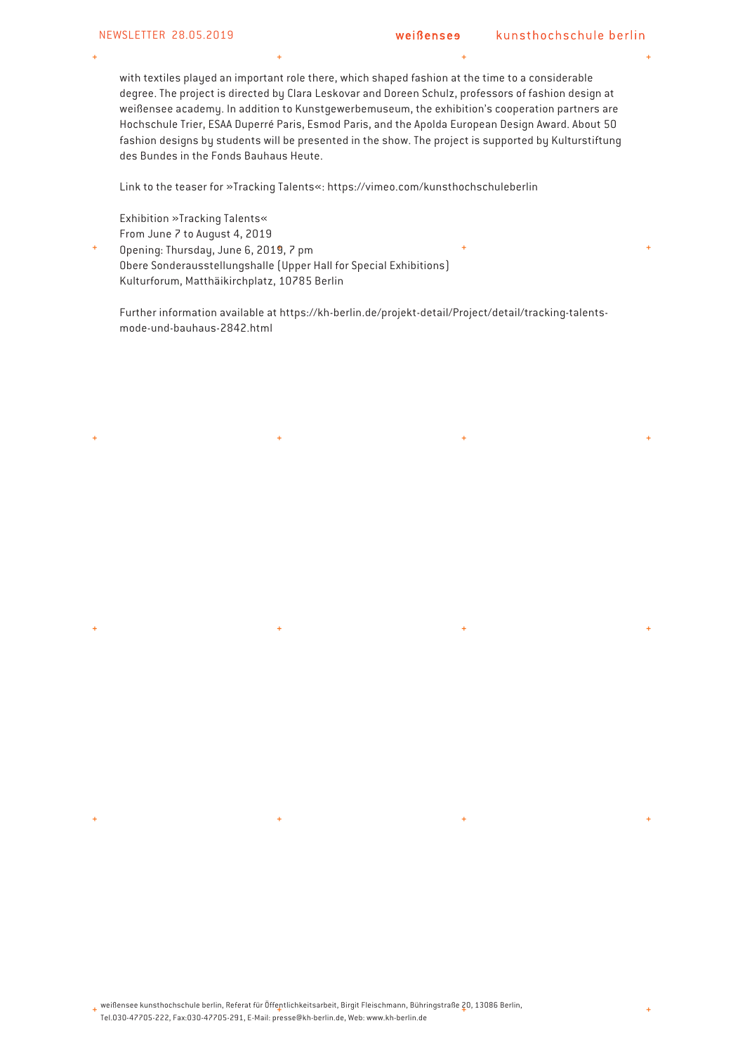with textiles played an important role there, which shaped fashion at the time to a considerable degree. The project is directed by Clara Leskovar and Doreen Schulz, professors of fashion design at weißensee academy. In addition to Kunstgewerbemuseum, the exhibition's cooperation partners are Hochschule Trier, ESAA Duperré Paris, Esmod Paris, and the Apolda European Design Award. About 50 fashion designs by students will be presented in the show. The project is supported by Kulturstiftung des Bundes in the Fonds Bauhaus Heute.

Link to the teaser for »Tracking Talents«: https://vimeo.com/kunsthochschuleberlin

Exhibition »Tracking Talents«
From June 7 to August 4, 2019
Opening: Thursday, June 6, 2019, 7 pm
Obere Sonderausstellungshalle (Upper Hall for Special Exhibitions)
Kulturforum, Matthäikirchplatz, 10785 Berlin

Further information available at https://kh-berlin.de/projekt-detail/Project/detail/tracking-talents-mode-und-bauhaus-2842.html

weißensee kunsthochschule berlin, Referat für Öffentlichkeitsarbeit, Birgit Fleischmann, Bühringstraße 20, 13086 Berlin,
Tel.030-47705-222, Fax:030-47705-291, E-Mail: presse@kh-berlin.de, Web: www.kh-berlin.de